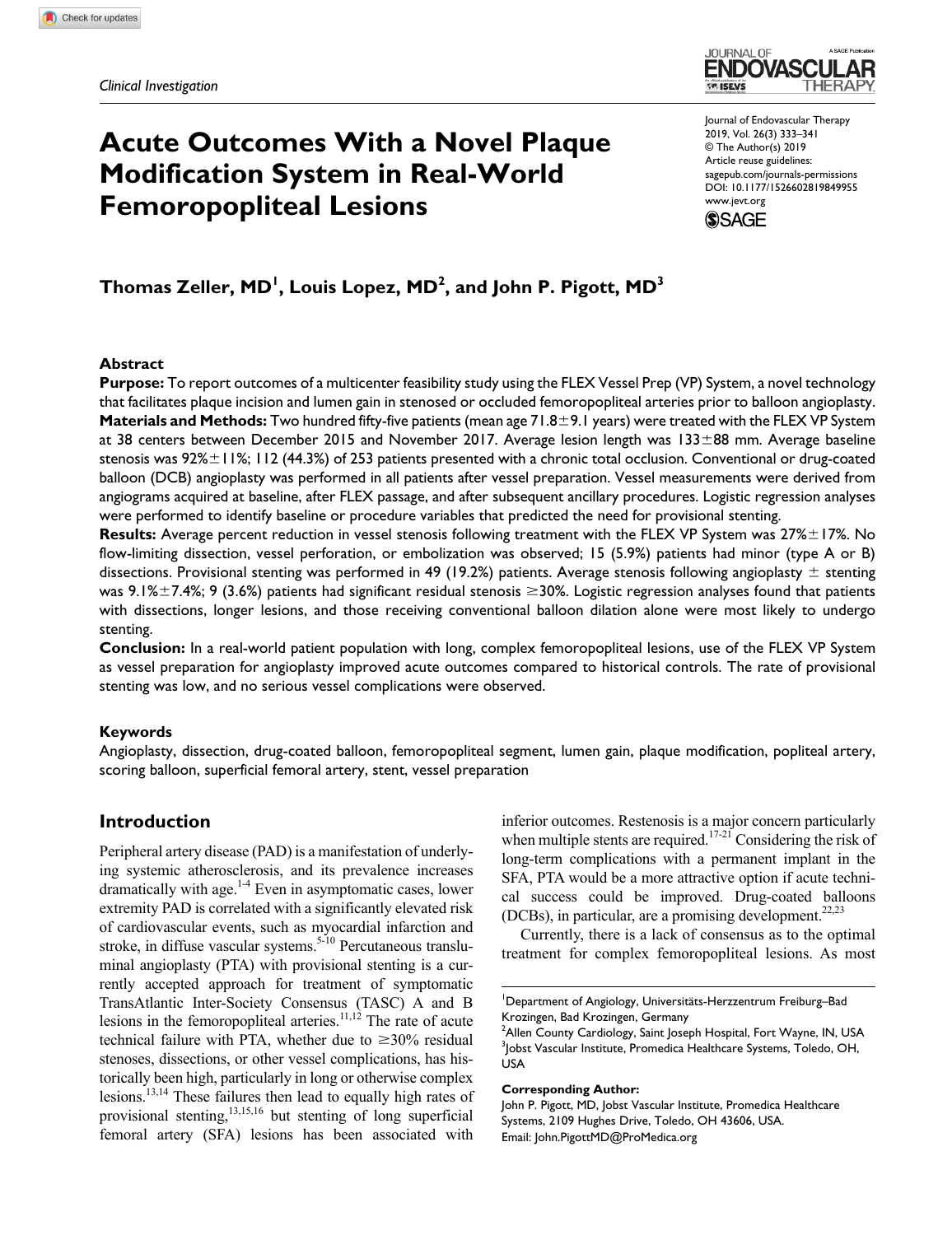Clinical Investigation

# Acute Outcomes With a Novel Plaque Modification System in Real-World Femoropopliteal Lesions

Journal of Endovascular Therapy
2019, Vol. 26(3) 333–341
© The Author(s) 2019
Article reuse guidelines:
sagepub.com/journals-permissions
DOI: 10.1177/1526602819849955
www.jevt.org

**Thomas Zeller, MD[1], Louis Lopez, MD[2], and John P. Pigott, MD[3]**

## Abstract

**Purpose:** To report outcomes of a multicenter feasibility study using the FLEX Vessel Prep (VP) System, a novel technology that facilitates plaque incision and lumen gain in stenosed or occluded femoropopliteal arteries prior to balloon angioplasty. **Materials and Methods:** Two hundred fifty-five patients (mean age 71.8±9.1 years) were treated with the FLEX VP System at 38 centers between December 2015 and November 2017. Average lesion length was 133±88 mm. Average baseline stenosis was 92%±11%; 112 (44.3%) of 253 patients presented with a chronic total occlusion. Conventional or drug-coated balloon (DCB) angioplasty was performed in all patients after vessel preparation. Vessel measurements were derived from angiograms acquired at baseline, after FLEX passage, and after subsequent ancillary procedures. Logistic regression analyses were performed to identify baseline or procedure variables that predicted the need for provisional stenting.
**Results:** Average percent reduction in vessel stenosis following treatment with the FLEX VP System was 27%±17%. No flow-limiting dissection, vessel perforation, or embolization was observed; 15 (5.9%) patients had minor (type A or B) dissections. Provisional stenting was performed in 49 (19.2%) patients. Average stenosis following angioplasty ± stenting was 9.1%±7.4%; 9 (3.6%) patients had significant residual stenosis ≥30%. Logistic regression analyses found that patients with dissections, longer lesions, and those receiving conventional balloon dilation alone were most likely to undergo stenting.
**Conclusion:** In a real-world patient population with long, complex femoropopliteal lesions, use of the FLEX VP System as vessel preparation for angioplasty improved acute outcomes compared to historical controls. The rate of provisional stenting was low, and no serious vessel complications were observed.

### Keywords

Angioplasty, dissection, drug-coated balloon, femoropopliteal segment, lumen gain, plaque modification, popliteal artery, scoring balloon, superficial femoral artery, stent, vessel preparation

## Introduction

Peripheral artery disease (PAD) is a manifestation of underlying systemic atherosclerosis, and its prevalence increases dramatically with age.[1-4] Even in asymptomatic cases, lower extremity PAD is correlated with a significantly elevated risk of cardiovascular events, such as myocardial infarction and stroke, in diffuse vascular systems.[5-10] Percutaneous transluminal angioplasty (PTA) with provisional stenting is a currently accepted approach for treatment of symptomatic TransAtlantic Inter-Society Consensus (TASC) A and B lesions in the femoropopliteal arteries.[11,12] The rate of acute technical failure with PTA, whether due to ≥30% residual stenoses, dissections, or other vessel complications, has historically been high, particularly in long or otherwise complex lesions.[13,14] These failures then lead to equally high rates of provisional stenting,[13,15,16] but stenting of long superficial femoral artery (SFA) lesions has been associated with inferior outcomes. Restenosis is a major concern particularly when multiple stents are required.[17-21] Considering the risk of long-term complications with a permanent implant in the SFA, PTA would be a more attractive option if acute technical success could be improved. Drug-coated balloons (DCBs), in particular, are a promising development.[22,23]

Currently, there is a lack of consensus as to the optimal treatment for complex femoropopliteal lesions. As most

[1]Department of Angiology, Universitäts-Herzzentrum Freiburg–Bad Krozingen, Bad Krozingen, Germany
[2]Allen County Cardiology, Saint Joseph Hospital, Fort Wayne, IN, USA
[3]Jobst Vascular Institute, Promedica Healthcare Systems, Toledo, OH, USA

**Corresponding Author:**
John P. Pigott, MD, Jobst Vascular Institute, Promedica Healthcare Systems, 2109 Hughes Drive, Toledo, OH 43606, USA.
Email: John.PigottMD@ProMedica.org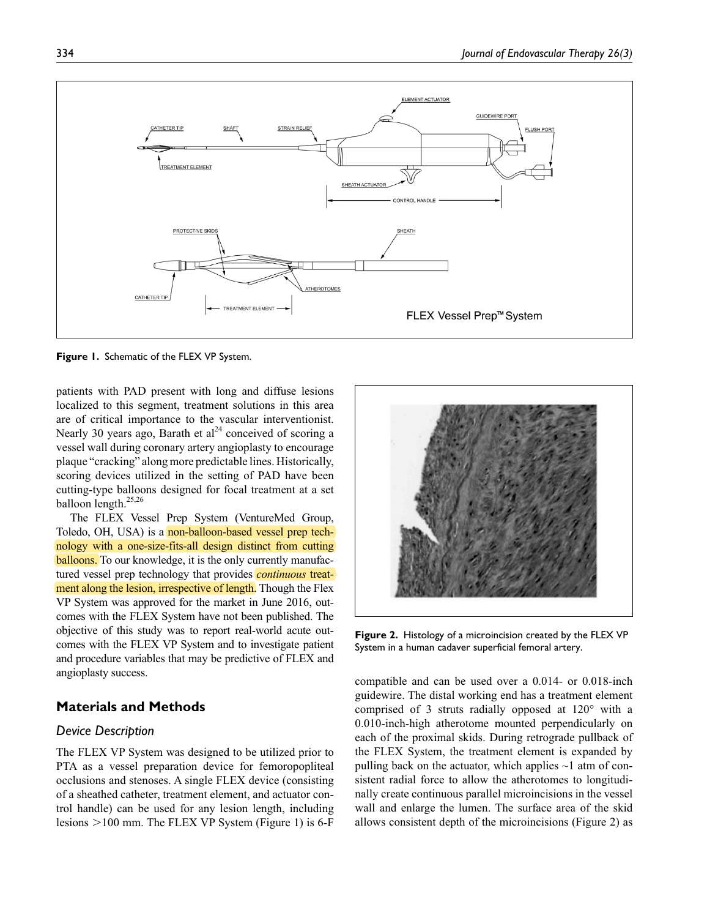Figure 1. Schematic of the FLEX VP System.

patients with PAD present with long and diffuse lesions localized to this segment, treatment solutions in this area are of critical importance to the vascular interventionist. Nearly 30 years ago, Barath et al[24] conceived of scoring a vessel wall during coronary artery angioplasty to encourage plaque "cracking" along more predictable lines. Historically, scoring devices utilized in the setting of PAD have been cutting-type balloons designed for focal treatment at a set balloon length.[25,26]

The FLEX Vessel Prep System (VentureMed Group, Toledo, OH, USA) is a non-balloon-based vessel prep technology with a one-size-fits-all design distinct from cutting balloons. To our knowledge, it is the only currently manufactured vessel prep technology that provides *continuous* treatment along the lesion, irrespective of length. Though the Flex VP System was approved for the market in June 2016, outcomes with the FLEX System have not been published. The objective of this study was to report real-world acute outcomes with the FLEX VP System and to investigate patient and procedure variables that may be predictive of FLEX and angioplasty success.

## Materials and Methods

### Device Description

The FLEX VP System was designed to be utilized prior to PTA as a vessel preparation device for femoropopliteal occlusions and stenoses. A single FLEX device (consisting of a sheathed catheter, treatment element, and actuator control handle) can be used for any lesion length, including lesions >100 mm. The FLEX VP System (Figure 1) is 6-F compatible and can be used over a 0.014- or 0.018-inch guidewire. The distal working end has a treatment element comprised of 3 struts radially opposed at 120° with a 0.010-inch-high atherotome mounted perpendicularly on each of the proximal skids. During retrograde pullback of the FLEX System, the treatment element is expanded by pulling back on the actuator, which applies ~1 atm of consistent radial force to allow the atherotomes to longitudinally create continuous parallel microincisions in the vessel wall and enlarge the lumen. The surface area of the skid allows consistent depth of the microincisions (Figure 2) as

Figure 2. Histology of a microincision created by the FLEX VP System in a human cadaver superficial femoral artery.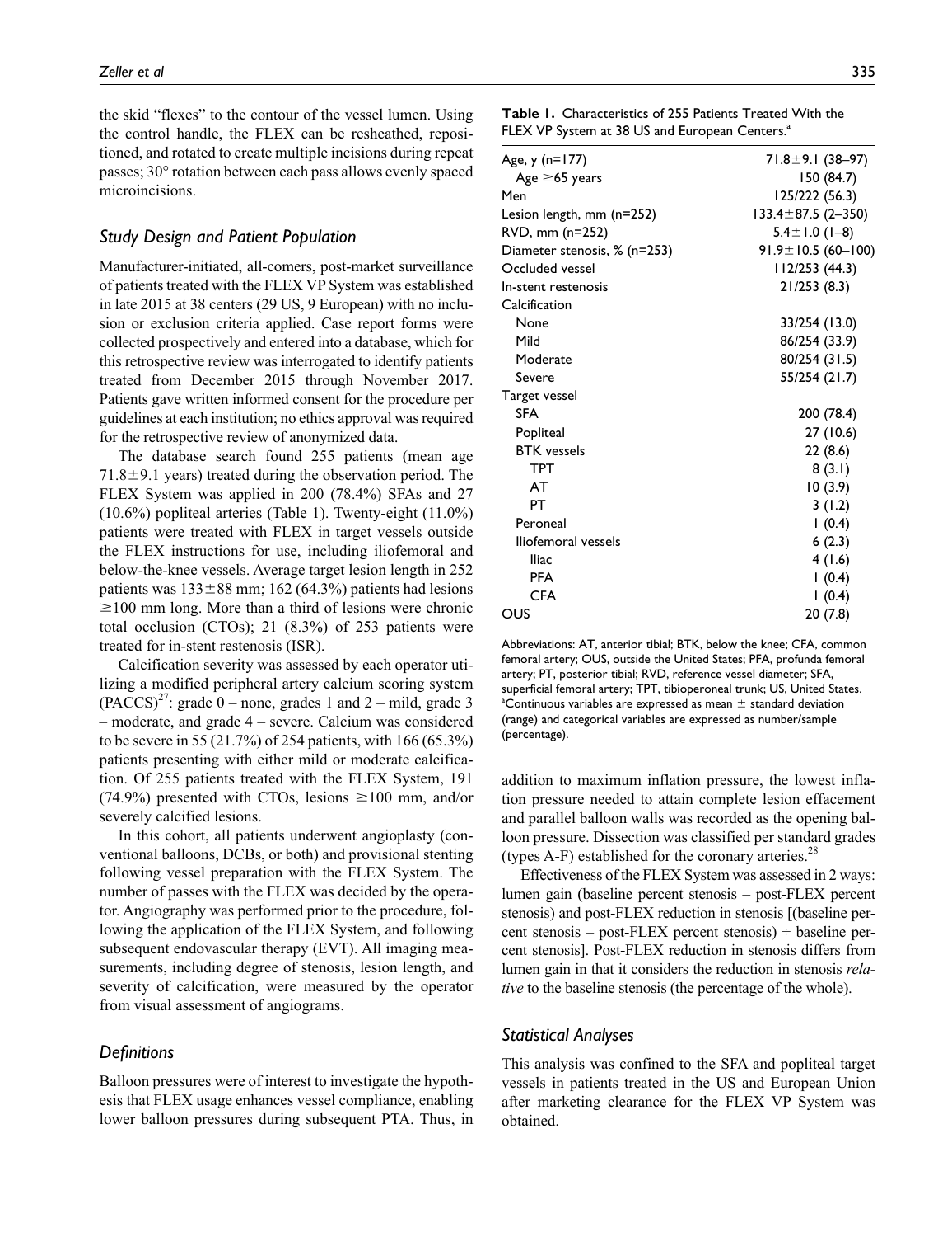the skid "flexes" to the contour of the vessel lumen. Using the control handle, the FLEX can be resheathed, repositioned, and rotated to create multiple incisions during repeat passes; 30° rotation between each pass allows evenly spaced microincisions.

### *Study Design and Patient Population*

Manufacturer-initiated, all-comers, post-market surveillance of patients treated with the FLEX VP System was established in late 2015 at 38 centers (29 US, 9 European) with no inclusion or exclusion criteria applied. Case report forms were collected prospectively and entered into a database, which for this retrospective review was interrogated to identify patients treated from December 2015 through November 2017. Patients gave written informed consent for the procedure per guidelines at each institution; no ethics approval was required for the retrospective review of anonymized data.

The database search found 255 patients (mean age 71.8±9.1 years) treated during the observation period. The FLEX System was applied in 200 (78.4%) SFAs and 27 (10.6%) popliteal arteries (Table 1). Twenty-eight (11.0%) patients were treated with FLEX in target vessels outside the FLEX instructions for use, including iliofemoral and below-the-knee vessels. Average target lesion length in 252 patients was 133±88 mm; 162 (64.3%) patients had lesions ≥100 mm long. More than a third of lesions were chronic total occlusion (CTOs); 21 (8.3%) of 253 patients were treated for in-stent restenosis (ISR).

Calcification severity was assessed by each operator utilizing a modified peripheral artery calcium scoring system (PACCS)[27]: grade 0 – none, grades 1 and 2 – mild, grade 3 – moderate, and grade 4 – severe. Calcium was considered to be severe in 55 (21.7%) of 254 patients, with 166 (65.3%) patients presenting with either mild or moderate calcification. Of 255 patients treated with the FLEX System, 191 (74.9%) presented with CTOs, lesions ≥100 mm, and/or severely calcified lesions.

In this cohort, all patients underwent angioplasty (conventional balloons, DCBs, or both) and provisional stenting following vessel preparation with the FLEX System. The number of passes with the FLEX was decided by the operator. Angiography was performed prior to the procedure, following the application of the FLEX System, and following subsequent endovascular therapy (EVT). All imaging measurements, including degree of stenosis, lesion length, and severity of calcification, were measured by the operator from visual assessment of angiograms.

### *Definitions*

Balloon pressures were of interest to investigate the hypothesis that FLEX usage enhances vessel compliance, enabling lower balloon pressures during subsequent PTA. Thus, in addition to maximum inflation pressure, the lowest inflation pressure needed to attain complete lesion effacement and parallel balloon walls was recorded as the opening balloon pressure. Dissection was classified per standard grades (types A-F) established for the coronary arteries.[28]

Effectiveness of the FLEX System was assessed in 2 ways: lumen gain (baseline percent stenosis – post-FLEX percent stenosis) and post-FLEX reduction in stenosis [(baseline percent stenosis – post-FLEX percent stenosis) ÷ baseline percent stenosis]. Post-FLEX reduction in stenosis differs from lumen gain in that it considers the reduction in stenosis *relative* to the baseline stenosis (the percentage of the whole).

**Table 1.** Characteristics of 255 Patients Treated With the FLEX VP System at 38 US and European Centers.[a]

| | |
|---|---|
| Age, y (n=177) | 71.8±9.1 (38–97) |
| Age ≥65 years | 150 (84.7) |
| Men | 125/222 (56.3) |
| Lesion length, mm (n=252) | 133.4±87.5 (2–350) |
| RVD, mm (n=252) | 5.4±1.0 (1–8) |
| Diameter stenosis, % (n=253) | 91.9±10.5 (60–100) |
| Occluded vessel | 112/253 (44.3) |
| In-stent restenosis | 21/253 (8.3) |
| Calcification | |
| None | 33/254 (13.0) |
| Mild | 86/254 (33.9) |
| Moderate | 80/254 (31.5) |
| Severe | 55/254 (21.7) |
| Target vessel | |
| SFA | 200 (78.4) |
| Popliteal | 27 (10.6) |
| BTK vessels | 22 (8.6) |
| TPT | 8 (3.1) |
| AT | 10 (3.9) |
| PT | 3 (1.2) |
| Peroneal | 1 (0.4) |
| Iliofemoral vessels | 6 (2.3) |
| Iliac | 4 (1.6) |
| PFA | 1 (0.4) |
| CFA | 1 (0.4) |
| OUS | 20 (7.8) |

Abbreviations: AT, anterior tibial; BTK, below the knee; CFA, common femoral artery; OUS, outside the United States; PFA, profunda femoral artery; PT, posterior tibial; RVD, reference vessel diameter; SFA, superficial femoral artery; TPT, tibioperoneal trunk; US, United States.
[a]Continuous variables are expressed as mean ± standard deviation (range) and categorical variables are expressed as number/sample (percentage).

### *Statistical Analyses*

This analysis was confined to the SFA and popliteal target vessels in patients treated in the US and European Union after marketing clearance for the FLEX VP System was obtained.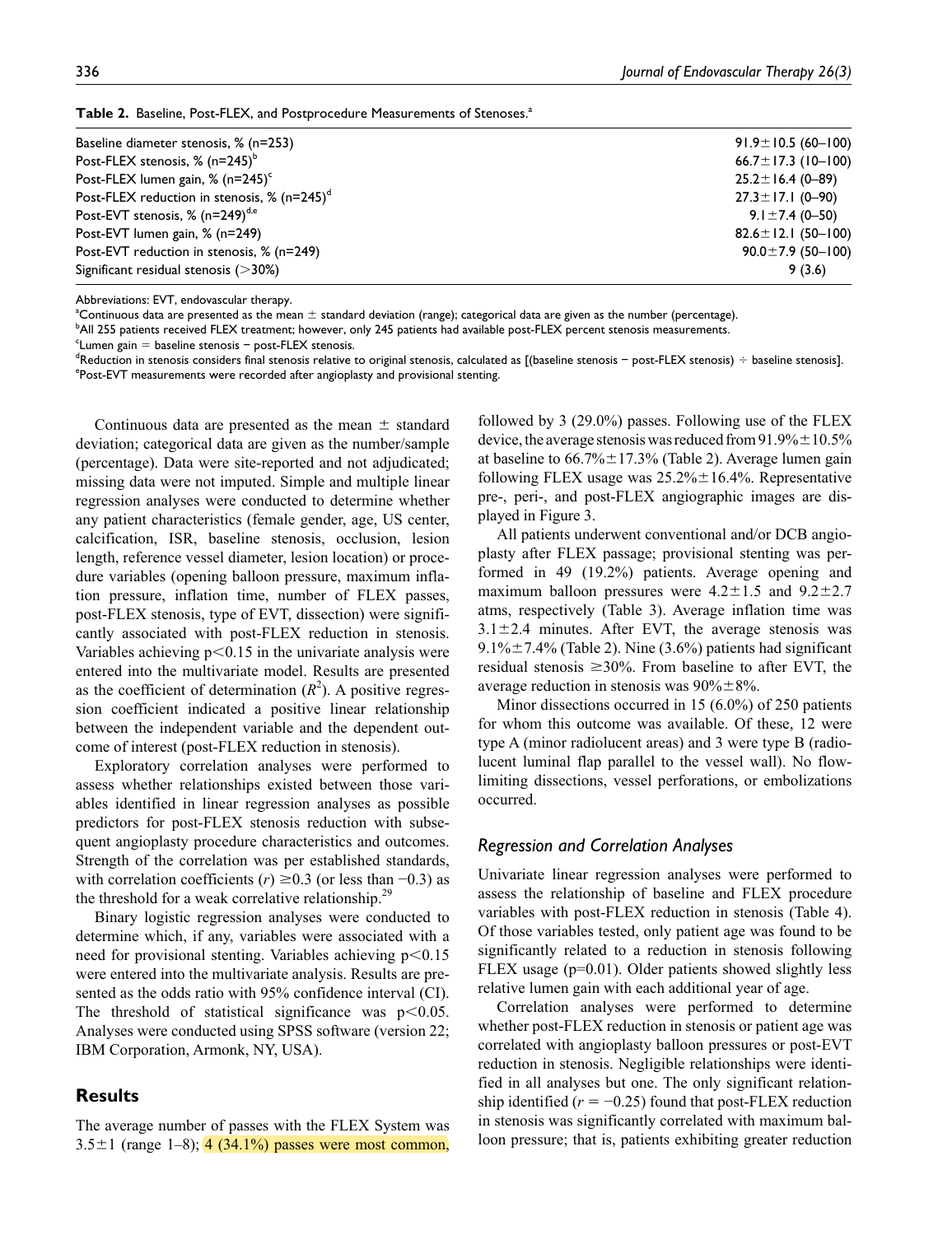**Table 2.** Baseline, Post-FLEX, and Postprocedure Measurements of Stenoses.[a]

| | |
|---|---|
| Baseline diameter stenosis, % (n=253) | 91.9±10.5 (60–100) |
| Post-FLEX stenosis, % (n=245)[b] | 66.7±17.3 (10–100) |
| Post-FLEX lumen gain, % (n=245)[c] | 25.2±16.4 (0–89) |
| Post-FLEX reduction in stenosis, % (n=245)[d] | 27.3±17.1 (0–90) |
| Post-EVT stenosis, % (n=249)[d,e] | 9.1±7.4 (0–50) |
| Post-EVT lumen gain, % (n=249) | 82.6±12.1 (50–100) |
| Post-EVT reduction in stenosis, % (n=249) | 90.0±7.9 (50–100) |
| Significant residual stenosis (>30%) | 9 (3.6) |

Abbreviations: EVT, endovascular therapy.
[a]Continuous data are presented as the mean ± standard deviation (range); categorical data are given as the number (percentage).
[b]All 255 patients received FLEX treatment; however, only 245 patients had available post-FLEX percent stenosis measurements.
[c]Lumen gain = baseline stenosis − post-FLEX stenosis.
[d]Reduction in stenosis considers final stenosis relative to original stenosis, calculated as [(baseline stenosis − post-FLEX stenosis) ÷ baseline stenosis].
[e]Post-EVT measurements were recorded after angioplasty and provisional stenting.

Continuous data are presented as the mean ± standard deviation; categorical data are given as the number/sample (percentage). Data were site-reported and not adjudicated; missing data were not imputed. Simple and multiple linear regression analyses were conducted to determine whether any patient characteristics (female gender, age, US center, calcification, ISR, baseline stenosis, occlusion, lesion length, reference vessel diameter, lesion location) or procedure variables (opening balloon pressure, maximum inflation pressure, inflation time, number of FLEX passes, post-FLEX stenosis, type of EVT, dissection) were significantly associated with post-FLEX reduction in stenosis. Variables achieving $p<0.15$ in the univariate analysis were entered into the multivariate model. Results are presented as the coefficient of determination ($R^2$). A positive regression coefficient indicated a positive linear relationship between the independent variable and the dependent outcome of interest (post-FLEX reduction in stenosis).

Exploratory correlation analyses were performed to assess whether relationships existed between those variables identified in linear regression analyses as possible predictors for post-FLEX stenosis reduction with subsequent angioplasty procedure characteristics and outcomes. Strength of the correlation was per established standards, with correlation coefficients ($r$) ≥0.3 (or less than −0.3) as the threshold for a weak correlative relationship.[29]

Binary logistic regression analyses were conducted to determine which, if any, variables were associated with a need for provisional stenting. Variables achieving $p<0.15$ were entered into the multivariate analysis. Results are presented as the odds ratio with 95% confidence interval (CI). The threshold of statistical significance was $p<0.05$. Analyses were conducted using SPSS software (version 22; IBM Corporation, Armonk, NY, USA).

## Results

The average number of passes with the FLEX System was 3.5±1 (range 1–8); 4 (34.1%) passes were most common, followed by 3 (29.0%) passes. Following use of the FLEX device, the average stenosis was reduced from 91.9%±10.5% at baseline to 66.7%±17.3% (Table 2). Average lumen gain following FLEX usage was 25.2%±16.4%. Representative pre-, peri-, and post-FLEX angiographic images are displayed in Figure 3.

All patients underwent conventional and/or DCB angioplasty after FLEX passage; provisional stenting was performed in 49 (19.2%) patients. Average opening and maximum balloon pressures were 4.2±1.5 and 9.2±2.7 atms, respectively (Table 3). Average inflation time was 3.1±2.4 minutes. After EVT, the average stenosis was 9.1%±7.4% (Table 2). Nine (3.6%) patients had significant residual stenosis ≥30%. From baseline to after EVT, the average reduction in stenosis was 90%±8%.

Minor dissections occurred in 15 (6.0%) of 250 patients for whom this outcome was available. Of these, 12 were type A (minor radiolucent areas) and 3 were type B (radiolucent luminal flap parallel to the vessel wall). No flow-limiting dissections, vessel perforations, or embolizations occurred.

### Regression and Correlation Analyses

Univariate linear regression analyses were performed to assess the relationship of baseline and FLEX procedure variables with post-FLEX reduction in stenosis (Table 4). Of those variables tested, only patient age was found to be significantly related to a reduction in stenosis following FLEX usage (p=0.01). Older patients showed slightly less relative lumen gain with each additional year of age.

Correlation analyses were performed to determine whether post-FLEX reduction in stenosis or patient age was correlated with angioplasty balloon pressures or post-EVT reduction in stenosis. Negligible relationships were identified in all analyses but one. The only significant relationship identified ($r = -0.25$) found that post-FLEX reduction in stenosis was significantly correlated with maximum balloon pressure; that is, patients exhibiting greater reduction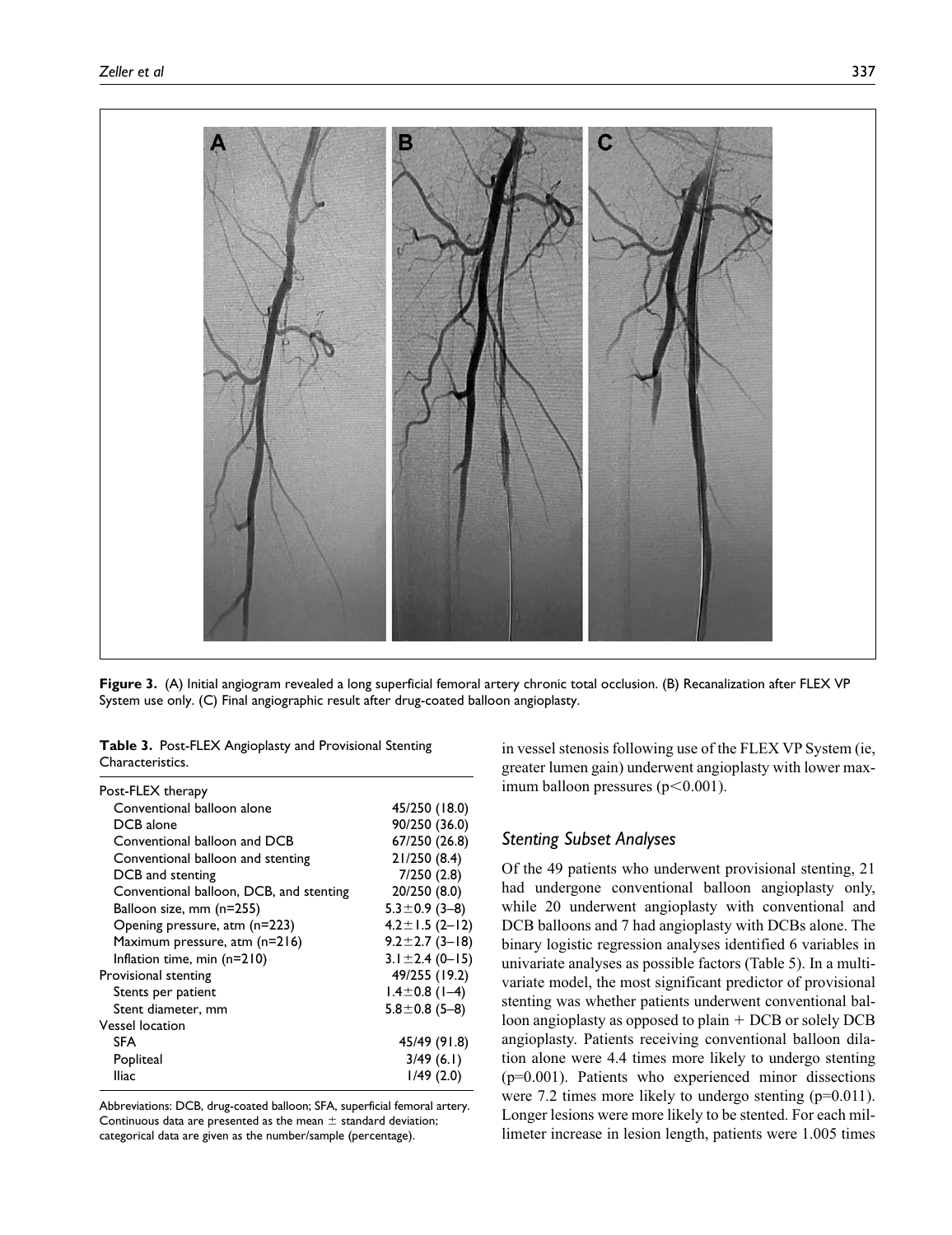**Figure 3.** (A) Initial angiogram revealed a long superficial femoral artery chronic total occlusion. (B) Recanalization after FLEX VP System use only. (C) Final angiographic result after drug-coated balloon angioplasty.

**Table 3.** Post-FLEX Angioplasty and Provisional Stenting Characteristics.

| | |
|---|---|
| Post-FLEX therapy | |
| Conventional balloon alone | 45/250 (18.0) |
| DCB alone | 90/250 (36.0) |
| Conventional balloon and DCB | 67/250 (26.8) |
| Conventional balloon and stenting | 21/250 (8.4) |
| DCB and stenting | 7/250 (2.8) |
| Conventional balloon, DCB, and stenting | 20/250 (8.0) |
| Balloon size, mm (n=255) | 5.3±0.9 (3–8) |
| Opening pressure, atm (n=223) | 4.2±1.5 (2–12) |
| Maximum pressure, atm (n=216) | 9.2±2.7 (3–18) |
| Inflation time, min (n=210) | 3.1±2.4 (0–15) |
| Provisional stenting | 49/255 (19.2) |
| Stents per patient | 1.4±0.8 (1–4) |
| Stent diameter, mm | 5.8±0.8 (5–8) |
| Vessel location | |
| SFA | 45/49 (91.8) |
| Popliteal | 3/49 (6.1) |
| Iliac | 1/49 (2.0) |

Abbreviations: DCB, drug-coated balloon; SFA, superficial femoral artery. Continuous data are presented as the mean ± standard deviation; categorical data are given as the number/sample (percentage).

in vessel stenosis following use of the FLEX VP System (ie, greater lumen gain) underwent angioplasty with lower maximum balloon pressures ($p<0.001$).

### *Stenting Subset Analyses*

Of the 49 patients who underwent provisional stenting, 21 had undergone conventional balloon angioplasty only, while 20 underwent angioplasty with conventional and DCB balloons and 7 had angioplasty with DCBs alone. The binary logistic regression analyses identified 6 variables in univariate analyses as possible factors (Table 5). In a multivariate model, the most significant predictor of provisional stenting was whether patients underwent conventional balloon angioplasty as opposed to plain + DCB or solely DCB angioplasty. Patients receiving conventional balloon dilation alone were 4.4 times more likely to undergo stenting ($p=0.001$). Patients who experienced minor dissections were 7.2 times more likely to undergo stenting ($p=0.011$). Longer lesions were more likely to be stented. For each millimeter increase in lesion length, patients were 1.005 times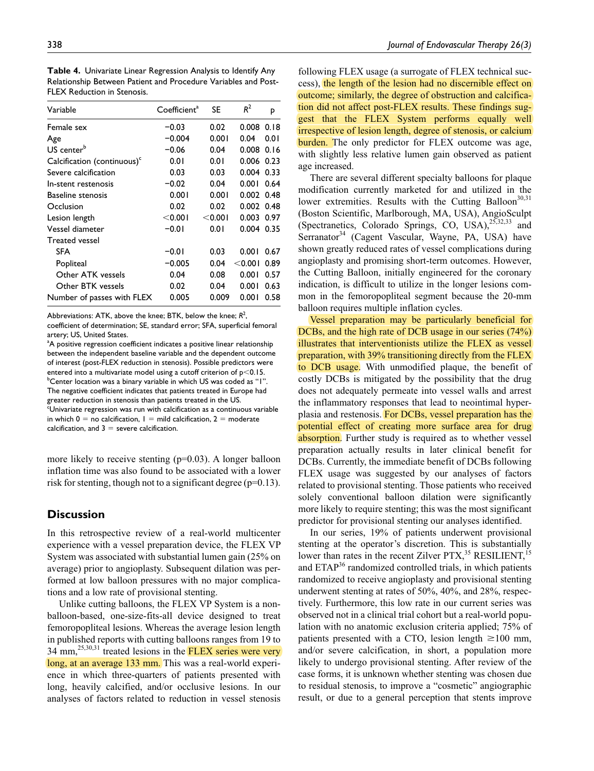**Table 4.** Univariate Linear Regression Analysis to Identify Any Relationship Between Patient and Procedure Variables and Post-FLEX Reduction in Stenosis.

| Variable | Coefficient[a] | SE | $R^2$ | p |
|---|---|---|---|---|
| Female sex | −0.03 | 0.02 | 0.008 | 0.18 |
| Age | −0.004 | 0.001 | 0.04 | 0.01 |
| US center[b] | −0.06 | 0.04 | 0.008 | 0.16 |
| Calcification (continuous)[c] | 0.01 | 0.01 | 0.006 | 0.23 |
| Severe calcification | 0.03 | 0.03 | 0.004 | 0.33 |
| In-stent restenosis | −0.02 | 0.04 | 0.001 | 0.64 |
| Baseline stenosis | 0.001 | 0.001 | 0.002 | 0.48 |
| Occlusion | 0.02 | 0.02 | 0.002 | 0.48 |
| Lesion length | <0.001 | <0.001 | 0.003 | 0.97 |
| Vessel diameter | −0.01 | 0.01 | 0.004 | 0.35 |
| Treated vessel | | | | |
| SFA | −0.01 | 0.03 | 0.001 | 0.67 |
| Popliteal | −0.005 | 0.04 | <0.001 | 0.89 |
| Other ATK vessels | 0.04 | 0.08 | 0.001 | 0.57 |
| Other BTK vessels | 0.02 | 0.04 | 0.001 | 0.63 |
| Number of passes with FLEX | 0.005 | 0.009 | 0.001 | 0.58 |

Abbreviations: ATK, above the knee; BTK, below the knee; $R^2$, coefficient of determination; SE, standard error; SFA, superficial femoral artery; US, United States.

[a]A positive regression coefficient indicates a positive linear relationship between the independent baseline variable and the dependent outcome of interest (post-FLEX reduction in stenosis). Possible predictors were entered into a multivariate model using a cutoff criterion of $p<0.15$.

[b]Center location was a binary variable in which US was coded as "1". The negative coefficient indicates that patients treated in Europe had greater reduction in stenosis than patients treated in the US.

[c]Univariate regression was run with calcification as a continuous variable in which 0 = no calcification, 1 = mild calcification, 2 = moderate calcification, and 3 = severe calcification.

more likely to receive stenting (p=0.03). A longer balloon inflation time was also found to be associated with a lower risk for stenting, though not to a significant degree (p=0.13).

## Discussion

In this retrospective review of a real-world multicenter experience with a vessel preparation device, the FLEX VP System was associated with substantial lumen gain (25% on average) prior to angioplasty. Subsequent dilation was performed at low balloon pressures with no major complications and a low rate of provisional stenting.

Unlike cutting balloons, the FLEX VP System is a non-balloon-based, one-size-fits-all device designed to treat femoropopliteal lesions. Whereas the average lesion length in published reports with cutting balloons ranges from 19 to 34 mm,[25,30,31] treated lesions in the FLEX series were very long, at an average 133 mm. This was a real-world experience in which three-quarters of patients presented with long, heavily calcified, and/or occlusive lesions. In our analyses of factors related to reduction in vessel stenosis following FLEX usage (a surrogate of FLEX technical success), the length of the lesion had no discernible effect on outcome; similarly, the degree of obstruction and calcification did not affect post-FLEX results. These findings suggest that the FLEX System performs equally well irrespective of lesion length, degree of stenosis, or calcium burden. The only predictor for FLEX outcome was age, with slightly less relative lumen gain observed as patient age increased.

There are several different specialty balloons for plaque modification currently marketed for and utilized in the lower extremities. Results with the Cutting Balloon[30,31] (Boston Scientific, Marlborough, MA, USA), AngioSculpt (Spectranetics, Colorado Springs, CO, USA),[25,32,33] and Serranator[34] (Cagent Vascular, Wayne, PA, USA) have shown greatly reduced rates of vessel complications during angioplasty and promising short-term outcomes. However, the Cutting Balloon, initially engineered for the coronary indication, is difficult to utilize in the longer lesions common in the femoropopliteal segment because the 20-mm balloon requires multiple inflation cycles.

Vessel preparation may be particularly beneficial for DCBs, and the high rate of DCB usage in our series (74%) illustrates that interventionists utilize the FLEX as vessel preparation, with 39% transitioning directly from the FLEX to DCB usage. With unmodified plaque, the benefit of costly DCBs is mitigated by the possibility that the drug does not adequately permeate into vessel walls and arrest the inflammatory responses that lead to neointimal hyperplasia and restenosis. For DCBs, vessel preparation has the potential effect of creating more surface area for drug absorption. Further study is required as to whether vessel preparation actually results in later clinical benefit for DCBs. Currently, the immediate benefit of DCBs following FLEX usage was suggested by our analyses of factors related to provisional stenting. Those patients who received solely conventional balloon dilation were significantly more likely to require stenting; this was the most significant predictor for provisional stenting our analyses identified.

In our series, 19% of patients underwent provisional stenting at the operator's discretion. This is substantially lower than rates in the recent Zilver PTX,[35] RESILIENT,[15] and ETAP[36] randomized controlled trials, in which patients randomized to receive angioplasty and provisional stenting underwent stenting at rates of 50%, 40%, and 28%, respectively. Furthermore, this low rate in our current series was observed not in a clinical trial cohort but a real-world population with no anatomic exclusion criteria applied; 75% of patients presented with a CTO, lesion length ≥100 mm, and/or severe calcification, in short, a population more likely to undergo provisional stenting. After review of the case forms, it is unknown whether stenting was chosen due to residual stenosis, to improve a "cosmetic" angiographic result, or due to a general perception that stents improve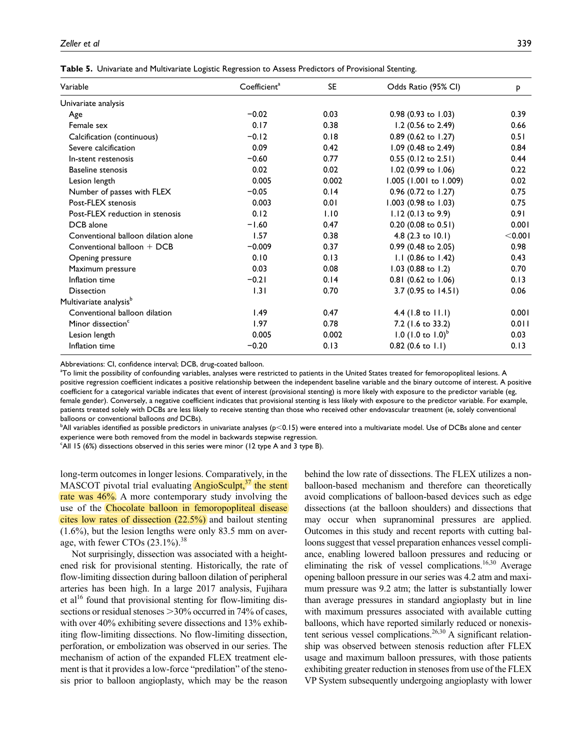**Table 5.** Univariate and Multivariate Logistic Regression to Assess Predictors of Provisional Stenting.

| Variable | Coefficient[a] | SE | Odds Ratio (95% CI) | p |
|---|---|---|---|---|
| Univariate analysis | | | | |
| Age | −0.02 | 0.03 | 0.98 (0.93 to 1.03) | 0.39 |
| Female sex | 0.17 | 0.38 | 1.2 (0.56 to 2.49) | 0.66 |
| Calcification (continuous) | −0.12 | 0.18 | 0.89 (0.62 to 1.27) | 0.51 |
| Severe calcification | 0.09 | 0.42 | 1.09 (0.48 to 2.49) | 0.84 |
| In-stent restenosis | −0.60 | 0.77 | 0.55 (0.12 to 2.51) | 0.44 |
| Baseline stenosis | 0.02 | 0.02 | 1.02 (0.99 to 1.06) | 0.22 |
| Lesion length | 0.005 | 0.002 | 1.005 (1.001 to 1.009) | 0.02 |
| Number of passes with FLEX | −0.05 | 0.14 | 0.96 (0.72 to 1.27) | 0.75 |
| Post-FLEX stenosis | 0.003 | 0.01 | 1.003 (0.98 to 1.03) | 0.75 |
| Post-FLEX reduction in stenosis | 0.12 | 1.10 | 1.12 (0.13 to 9.9) | 0.91 |
| DCB alone | −1.60 | 0.47 | 0.20 (0.08 to 0.51) | 0.001 |
| Conventional balloon dilation alone | 1.57 | 0.38 | 4.8 (2.3 to 10.1) | <0.001 |
| Conventional balloon + DCB | −0.009 | 0.37 | 0.99 (0.48 to 2.05) | 0.98 |
| Opening pressure | 0.10 | 0.13 | 1.1 (0.86 to 1.42) | 0.43 |
| Maximum pressure | 0.03 | 0.08 | 1.03 (0.88 to 1.2) | 0.70 |
| Inflation time | −0.21 | 0.14 | 0.81 (0.62 to 1.06) | 0.13 |
| Dissection | 1.31 | 0.70 | 3.7 (0.95 to 14.51) | 0.06 |
| Multivariate analysis[b] | | | | |
| Conventional balloon dilation | 1.49 | 0.47 | 4.4 (1.8 to 11.1) | 0.001 |
| Minor dissection[c] | 1.97 | 0.78 | 7.2 (1.6 to 33.2) | 0.011 |
| Lesion length | 0.005 | 0.002 | 1.0 (1.0 to 1.0)[b] | 0.03 |
| Inflation time | −0.20 | 0.13 | 0.82 (0.6 to 1.1) | 0.13 |

Abbreviations: CI, confidence interval; DCB, drug-coated balloon.
[a]To limit the possibility of confounding variables, analyses were restricted to patients in the United States treated for femoropopliteal lesions. A positive regression coefficient indicates a positive relationship between the independent baseline variable and the binary outcome of interest. A positive coefficient for a categorical variable indicates that event of interest (provisional stenting) is more likely with exposure to the predictor variable (eg, female gender). Conversely, a negative coefficient indicates that provisional stenting is less likely with exposure to the predictor variable. For example, patients treated solely with DCBs are less likely to receive stenting than those who received other endovascular treatment (ie, solely conventional balloons or conventional balloons *and* DCBs).
[b]All variables identified as possible predictors in univariate analyses (p<0.15) were entered into a multivariate model. Use of DCBs alone and center experience were both removed from the model in backwards stepwise regression.
[c]All 15 (6%) dissections observed in this series were minor (12 type A and 3 type B).

long-term outcomes in longer lesions. Comparatively, in the MASCOT pivotal trial evaluating AngioSculpt,[37] the stent rate was 46%. A more contemporary study involving the use of the Chocolate balloon in femoropopliteal disease cites low rates of dissection (22.5%) and bailout stenting (1.6%), but the lesion lengths were only 83.5 mm on average, with fewer CTOs (23.1%).[38]

Not surprisingly, dissection was associated with a heightened risk for provisional stenting. Historically, the rate of flow-limiting dissection during balloon dilation of peripheral arteries has been high. In a large 2017 analysis, Fujihara et al[16] found that provisional stenting for flow-limiting dissections or residual stenoses >30% occurred in 74% of cases, with over 40% exhibiting severe dissections and 13% exhibiting flow-limiting dissections. No flow-limiting dissection, perforation, or embolization was observed in our series. The mechanism of action of the expanded FLEX treatment element is that it provides a low-force "predilation" of the stenosis prior to balloon angioplasty, which may be the reason behind the low rate of dissections. The FLEX utilizes a non-balloon-based mechanism and therefore can theoretically avoid complications of balloon-based devices such as edge dissections (at the balloon shoulders) and dissections that may occur when supranominal pressures are applied. Outcomes in this study and recent reports with cutting balloons suggest that vessel preparation enhances vessel compliance, enabling lowered balloon pressures and reducing or eliminating the risk of vessel complications.[16,30] Average opening balloon pressure in our series was 4.2 atm and maximum pressure was 9.2 atm; the latter is substantially lower than average pressures in standard angioplasty but in line with maximum pressures associated with available cutting balloons, which have reported similarly reduced or nonexistent serious vessel complications.[26,30] A significant relationship was observed between stenosis reduction after FLEX usage and maximum balloon pressures, with those patients exhibiting greater reduction in stenoses from use of the FLEX VP System subsequently undergoing angioplasty with lower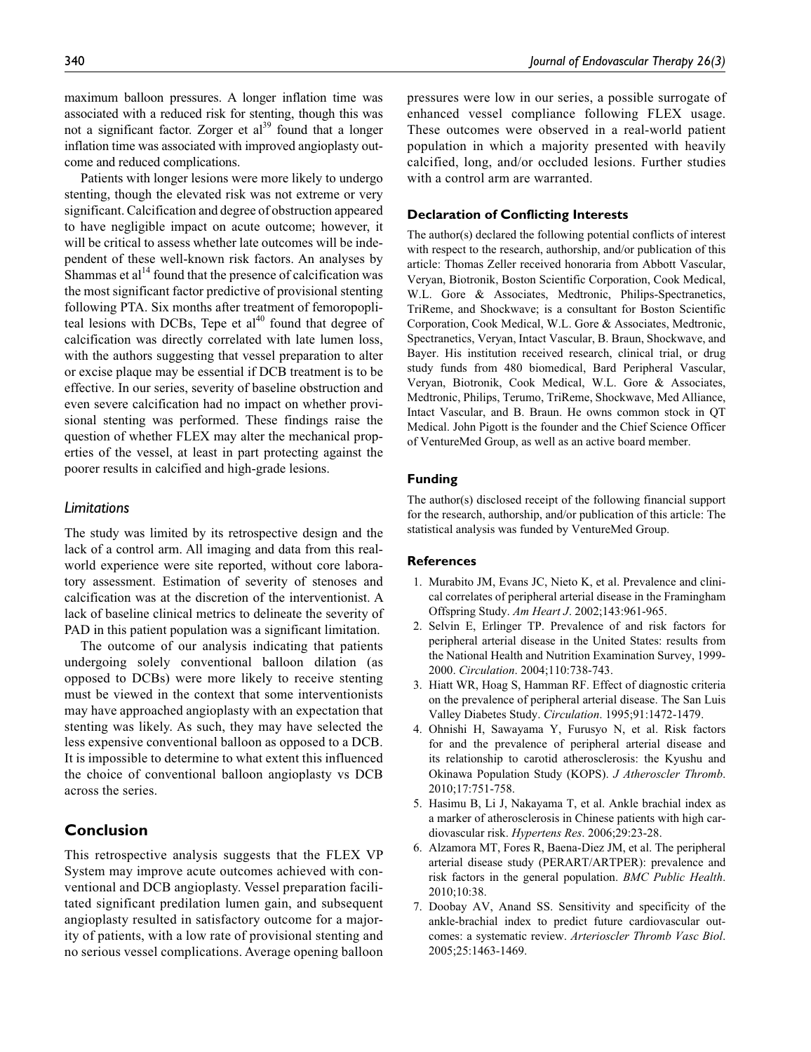maximum balloon pressures. A longer inflation time was associated with a reduced risk for stenting, though this was not a significant factor. Zorger et al[39] found that a longer inflation time was associated with improved angioplasty outcome and reduced complications.

Patients with longer lesions were more likely to undergo stenting, though the elevated risk was not extreme or very significant. Calcification and degree of obstruction appeared to have negligible impact on acute outcome; however, it will be critical to assess whether late outcomes will be independent of these well-known risk factors. An analyses by Shammas et al[14] found that the presence of calcification was the most significant factor predictive of provisional stenting following PTA. Six months after treatment of femoropopliteal lesions with DCBs, Tepe et al[40] found that degree of calcification was directly correlated with late lumen loss, with the authors suggesting that vessel preparation to alter or excise plaque may be essential if DCB treatment is to be effective. In our series, severity of baseline obstruction and even severe calcification had no impact on whether provisional stenting was performed. These findings raise the question of whether FLEX may alter the mechanical properties of the vessel, at least in part protecting against the poorer results in calcified and high-grade lesions.

### *Limitations*

The study was limited by its retrospective design and the lack of a control arm. All imaging and data from this real-world experience were site reported, without core laboratory assessment. Estimation of severity of stenoses and calcification was at the discretion of the interventionist. A lack of baseline clinical metrics to delineate the severity of PAD in this patient population was a significant limitation.

The outcome of our analysis indicating that patients undergoing solely conventional balloon dilation (as opposed to DCBs) were more likely to receive stenting must be viewed in the context that some interventionists may have approached angioplasty with an expectation that stenting was likely. As such, they may have selected the less expensive conventional balloon as opposed to a DCB. It is impossible to determine to what extent this influenced the choice of conventional balloon angioplasty vs DCB across the series.

## Conclusion

This retrospective analysis suggests that the FLEX VP System may improve acute outcomes achieved with conventional and DCB angioplasty. Vessel preparation facilitated significant predilation lumen gain, and subsequent angioplasty resulted in satisfactory outcome for a majority of patients, with a low rate of provisional stenting and no serious vessel complications. Average opening balloon pressures were low in our series, a possible surrogate of enhanced vessel compliance following FLEX usage. These outcomes were observed in a real-world patient population in which a majority presented with heavily calcified, long, and/or occluded lesions. Further studies with a control arm are warranted.

### Declaration of Conflicting Interests

The author(s) declared the following potential conflicts of interest with respect to the research, authorship, and/or publication of this article: Thomas Zeller received honoraria from Abbott Vascular, Veryan, Biotronik, Boston Scientific Corporation, Cook Medical, W.L. Gore & Associates, Medtronic, Philips-Spectranetics, TriReme, and Shockwave; is a consultant for Boston Scientific Corporation, Cook Medical, W.L. Gore & Associates, Medtronic, Spectranetics, Veryan, Intact Vascular, B. Braun, Shockwave, and Bayer. His institution received research, clinical trial, or drug study funds from 480 biomedical, Bard Peripheral Vascular, Veryan, Biotronik, Cook Medical, W.L. Gore & Associates, Medtronic, Philips, Terumo, TriReme, Shockwave, Med Alliance, Intact Vascular, and B. Braun. He owns common stock in QT Medical. John Pigott is the founder and the Chief Science Officer of VentureMed Group, as well as an active board member.

### Funding

The author(s) disclosed receipt of the following financial support for the research, authorship, and/or publication of this article: The statistical analysis was funded by VentureMed Group.

### References

1. Murabito JM, Evans JC, Nieto K, et al. Prevalence and clinical correlates of peripheral arterial disease in the Framingham Offspring Study. *Am Heart J*. 2002;143:961-965.
2. Selvin E, Erlinger TP. Prevalence of and risk factors for peripheral arterial disease in the United States: results from the National Health and Nutrition Examination Survey, 1999-2000. *Circulation*. 2004;110:738-743.
3. Hiatt WR, Hoag S, Hamman RF. Effect of diagnostic criteria on the prevalence of peripheral arterial disease. The San Luis Valley Diabetes Study. *Circulation*. 1995;91:1472-1479.
4. Ohnishi H, Sawayama Y, Furusyo N, et al. Risk factors for and the prevalence of peripheral arterial disease and its relationship to carotid atherosclerosis: the Kyushu and Okinawa Population Study (KOPS). *J Atheroscler Thromb*. 2010;17:751-758.
5. Hasimu B, Li J, Nakayama T, et al. Ankle brachial index as a marker of atherosclerosis in Chinese patients with high cardiovascular risk. *Hypertens Res*. 2006;29:23-28.
6. Alzamora MT, Fores R, Baena-Diez JM, et al. The peripheral arterial disease study (PERART/ARTPER): prevalence and risk factors in the general population. *BMC Public Health*. 2010;10:38.
7. Doobay AV, Anand SS. Sensitivity and specificity of the ankle-brachial index to predict future cardiovascular outcomes: a systematic review. *Arterioscler Thromb Vasc Biol*. 2005;25:1463-1469.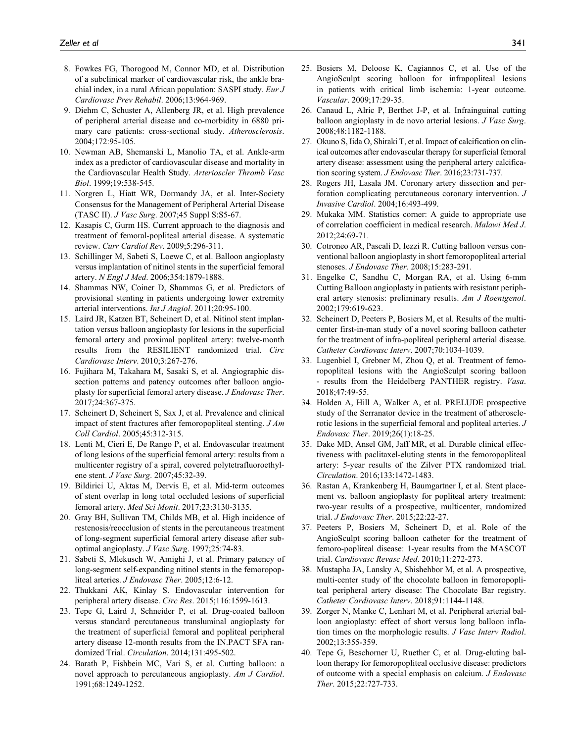8. Fowkes FG, Thorogood M, Connor MD, et al. Distribution of a subclinical marker of cardiovascular risk, the ankle brachial index, in a rural African population: SASPI study. *Eur J Cardiovasc Prev Rehabil*. 2006;13:964-969.
9. Diehm C, Schuster A, Allenberg JR, et al. High prevalence of peripheral arterial disease and co-morbidity in 6880 primary care patients: cross-sectional study. *Atherosclerosis*. 2004;172:95-105.
10. Newman AB, Shemanski L, Manolio TA, et al. Ankle-arm index as a predictor of cardiovascular disease and mortality in the Cardiovascular Health Study. *Arterioscler Thromb Vasc Biol*. 1999;19:538-545.
11. Norgren L, Hiatt WR, Dormandy JA, et al. Inter-Society Consensus for the Management of Peripheral Arterial Disease (TASC II). *J Vasc Surg*. 2007;45 Suppl S:S5-67.
12. Kasapis C, Gurm HS. Current approach to the diagnosis and treatment of femoral-popliteal arterial disease. A systematic review. *Curr Cardiol Rev*. 2009;5:296-311.
13. Schillinger M, Sabeti S, Loewe C, et al. Balloon angioplasty versus implantation of nitinol stents in the superficial femoral artery. *N Engl J Med*. 2006;354:1879-1888.
14. Shammas NW, Coiner D, Shammas G, et al. Predictors of provisional stenting in patients undergoing lower extremity arterial interventions. *Int J Angiol*. 2011;20:95-100.
15. Laird JR, Katzen BT, Scheinert D, et al. Nitinol stent implantation versus balloon angioplasty for lesions in the superficial femoral artery and proximal popliteal artery: twelve-month results from the RESILIENT randomized trial. *Circ Cardiovasc Interv*. 2010;3:267-276.
16. Fujihara M, Takahara M, Sasaki S, et al. Angiographic dissection patterns and patency outcomes after balloon angioplasty for superficial femoral artery disease. *J Endovasc Ther*. 2017;24:367-375.
17. Scheinert D, Scheinert S, Sax J, et al. Prevalence and clinical impact of stent fractures after femoropopliteal stenting. *J Am Coll Cardiol*. 2005;45:312-315.
18. Lenti M, Cieri E, De Rango P, et al. Endovascular treatment of long lesions of the superficial femoral artery: results from a multicenter registry of a spiral, covered polytetrafluoroethylene stent. *J Vasc Surg*. 2007;45:32-39.
19. Bildirici U, Aktas M, Dervis E, et al. Mid-term outcomes of stent overlap in long total occluded lesions of superficial femoral artery. *Med Sci Monit*. 2017;23:3130-3135.
20. Gray BH, Sullivan TM, Childs MB, et al. High incidence of restenosis/reocclusion of stents in the percutaneous treatment of long-segment superficial femoral artery disease after suboptimal angioplasty. *J Vasc Surg*. 1997;25:74-83.
21. Sabeti S, Mlekusch W, Amighi J, et al. Primary patency of long-segment self-expanding nitinol stents in the femoropopliteal arteries. *J Endovasc Ther*. 2005;12:6-12.
22. Thukkani AK, Kinlay S. Endovascular intervention for peripheral artery disease. *Circ Res*. 2015;116:1599-1613.
23. Tepe G, Laird J, Schneider P, et al. Drug-coated balloon versus standard percutaneous transluminal angioplasty for the treatment of superficial femoral and popliteal peripheral artery disease 12-month results from the IN.PACT SFA randomized Trial. *Circulation*. 2014;131:495-502.
24. Barath P, Fishbein MC, Vari S, et al. Cutting balloon: a novel approach to percutaneous angioplasty. *Am J Cardiol*. 1991;68:1249-1252.
25. Bosiers M, Deloose K, Cagiannos C, et al. Use of the AngioSculpt scoring balloon for infrapopliteal lesions in patients with critical limb ischemia: 1-year outcome. *Vascular*. 2009;17:29-35.
26. Canaud L, Alric P, Berthet J-P, et al. Infrainguinal cutting balloon angioplasty in de novo arterial lesions. *J Vasc Surg*. 2008;48:1182-1188.
27. Okuno S, Iida O, Shiraki T, et al. Impact of calcification on clinical outcomes after endovascular therapy for superficial femoral artery disease: assessment using the peripheral artery calcification scoring system. *J Endovasc Ther*. 2016;23:731-737.
28. Rogers JH, Lasala JM. Coronary artery dissection and perforation complicating percutaneous coronary intervention. *J Invasive Cardiol*. 2004;16:493-499.
29. Mukaka MM. Statistics corner: A guide to appropriate use of correlation coefficient in medical research. *Malawi Med J*. 2012;24:69-71.
30. Cotroneo AR, Pascali D, Iezzi R. Cutting balloon versus conventional balloon angioplasty in short femoropopliteal arterial stenoses. *J Endovasc Ther*. 2008;15:283-291.
31. Engelke C, Sandhu C, Morgan RA, et al. Using 6-mm Cutting Balloon angioplasty in patients with resistant peripheral artery stenosis: preliminary results. *Am J Roentgenol*. 2002;179:619-623.
32. Scheinert D, Peeters P, Bosiers M, et al. Results of the multicenter first-in-man study of a novel scoring balloon catheter for the treatment of infra-popliteal peripheral arterial disease. *Catheter Cardiovasc Interv*. 2007;70:1034-1039.
33. Lugenbiel I, Grebner M, Zhou Q, et al. Treatment of femoropopliteal lesions with the AngioSculpt scoring balloon - results from the Heidelberg PANTHER registry. *Vasa*. 2018;47:49-55.
34. Holden A, Hill A, Walker A, et al. PRELUDE prospective study of the Serranator device in the treatment of atherosclerotic lesions in the superficial femoral and popliteal arteries. *J Endovasc Ther*. 2019;26(1):18-25.
35. Dake MD, Ansel GM, Jaff MR, et al. Durable clinical effectiveness with paclitaxel-eluting stents in the femoropopliteal artery: 5-year results of the Zilver PTX randomized trial. *Circulation*. 2016;133:1472-1483.
36. Rastan A, Krankenberg H, Baumgartner I, et al. Stent placement vs. balloon angioplasty for popliteal artery treatment: two-year results of a prospective, multicenter, randomized trial. *J Endovasc Ther*. 2015;22:22-27.
37. Peeters P, Bosiers M, Scheinert D, et al. Role of the AngioSculpt scoring balloon catheter for the treatment of femoro-popliteal disease: 1-year results from the MASCOT trial. *Cardiovasc Revasc Med*. 2010;11:272-273.
38. Mustapha JA, Lansky A, Shishehbor M, et al. A prospective, multi-center study of the chocolate balloon in femoropopliteal peripheral artery disease: The Chocolate Bar registry. *Catheter Cardiovasc Interv*. 2018;91:1144-1148.
39. Zorger N, Manke C, Lenhart M, et al. Peripheral arterial balloon angioplasty: effect of short versus long balloon inflation times on the morphologic results. *J Vasc Interv Radiol*. 2002;13:355-359.
40. Tepe G, Beschorner U, Ruether C, et al. Drug-eluting balloon therapy for femoropopliteal occlusive disease: predictors of outcome with a special emphasis on calcium. *J Endovasc Ther*. 2015;22:727-733.